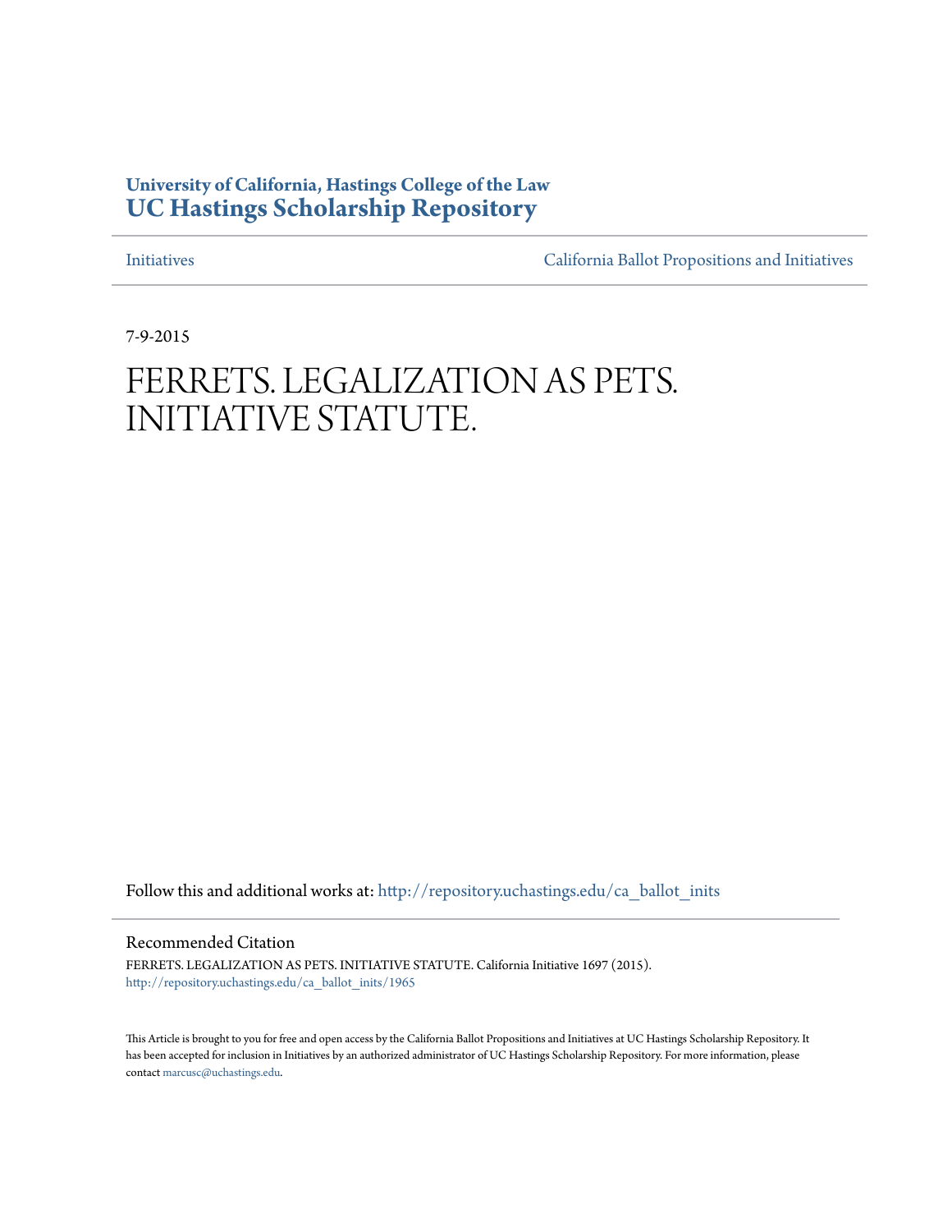**University of California, Hastings College of the Law**
**UC Hastings Scholarship Repository**

Initiatives — California Ballot Propositions and Initiatives

7-9-2015

# FERRETS. LEGALIZATION AS PETS. INITIATIVE STATUTE.

Follow this and additional works at: http://repository.uchastings.edu/ca_ballot_inits

## Recommended Citation

FERRETS. LEGALIZATION AS PETS. INITIATIVE STATUTE. California Initiative 1697 (2015).
http://repository.uchastings.edu/ca_ballot_inits/1965

This Article is brought to you for free and open access by the California Ballot Propositions and Initiatives at UC Hastings Scholarship Repository. It has been accepted for inclusion in Initiatives by an authorized administrator of UC Hastings Scholarship Repository. For more information, please contact marcusc@uchastings.edu.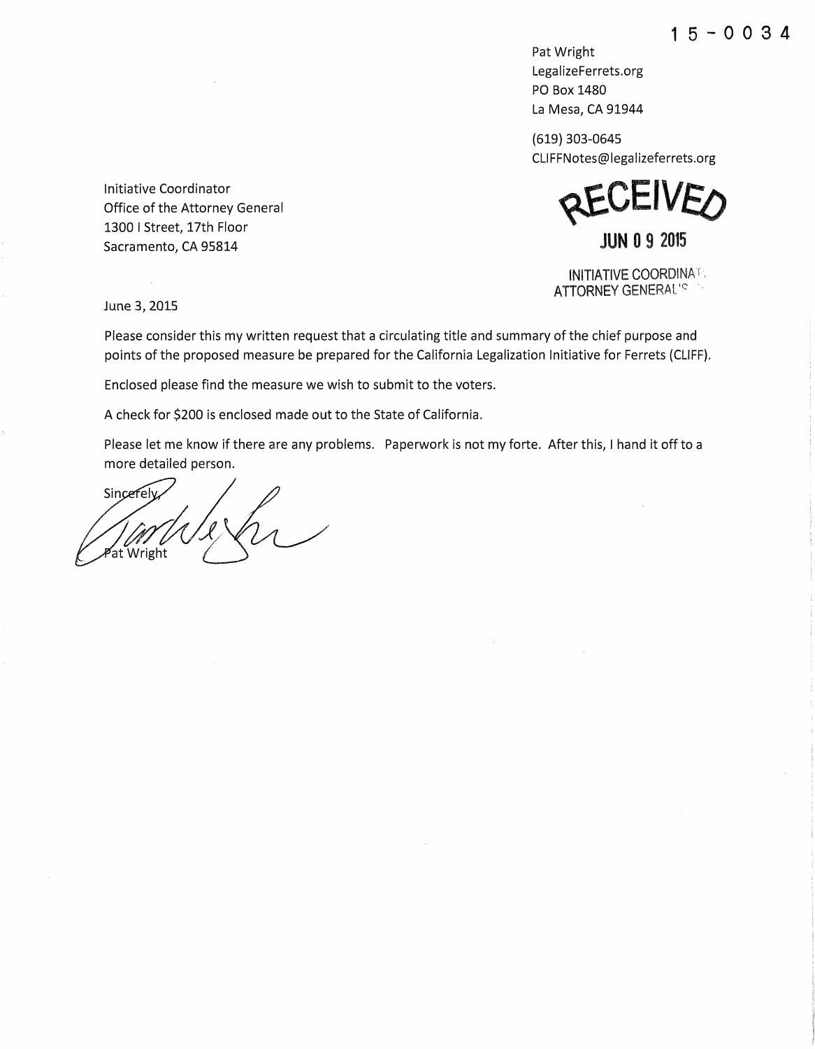15-0034

Pat Wright
LegalizeFerrets.org
PO Box 1480
La Mesa, CA 91944

(619) 303-0645
CLIFFNotes@legalizeferrets.org

Initiative Coordinator
Office of the Attorney General
1300 I Street, 17th Floor
Sacramento, CA 95814

RECEIVED
JUN 09 2015
INITIATIVE COORDINATOR
ATTORNEY GENERAL'S OFFICE

June 3, 2015

Please consider this my written request that a circulating title and summary of the chief purpose and points of the proposed measure be prepared for the California Legalization Initiative for Ferrets (CLIFF).

Enclosed please find the measure we wish to submit to the voters.

A check for $200 is enclosed made out to the State of California.

Please let me know if there are any problems. Paperwork is not my forte. After this, I hand it off to a more detailed person.

Sincerely,

Pat Wright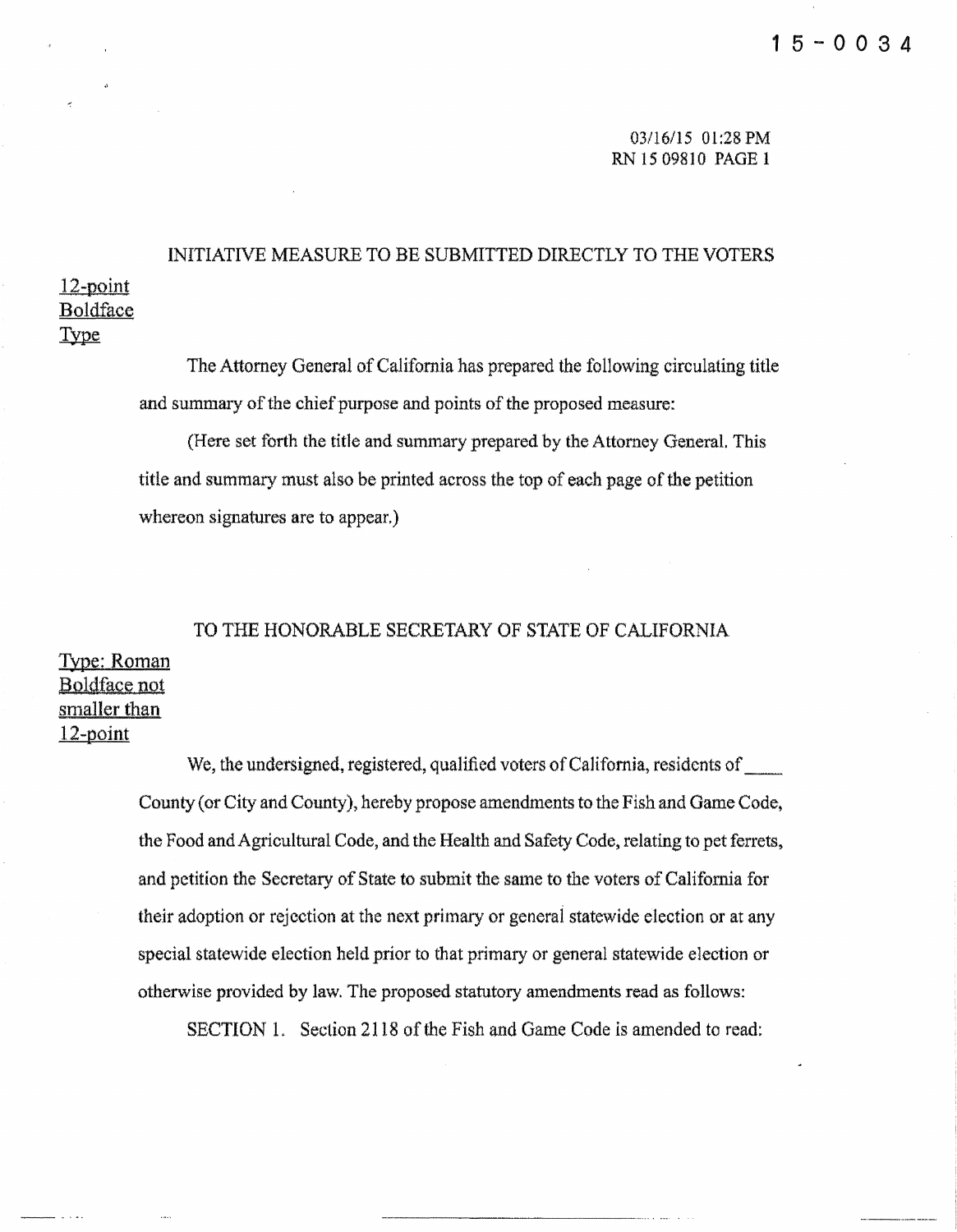15-0034

03/16/15 01:28 PM
RN 15 09810 PAGE 1

INITIATIVE MEASURE TO BE SUBMITTED DIRECTLY TO THE VOTERS

12-point Boldface Type

The Attorney General of California has prepared the following circulating title and summary of the chief purpose and points of the proposed measure:

(Here set forth the title and summary prepared by the Attorney General. This title and summary must also be printed across the top of each page of the petition whereon signatures are to appear.)

TO THE HONORABLE SECRETARY OF STATE OF CALIFORNIA

Type: Roman Boldface not smaller than 12-point

We, the undersigned, registered, qualified voters of California, residents of ____ County (or City and County), hereby propose amendments to the Fish and Game Code, the Food and Agricultural Code, and the Health and Safety Code, relating to pet ferrets, and petition the Secretary of State to submit the same to the voters of California for their adoption or rejection at the next primary or general statewide election or at any special statewide election held prior to that primary or general statewide election or otherwise provided by law. The proposed statutory amendments read as follows:

SECTION 1. Section 2118 of the Fish and Game Code is amended to read: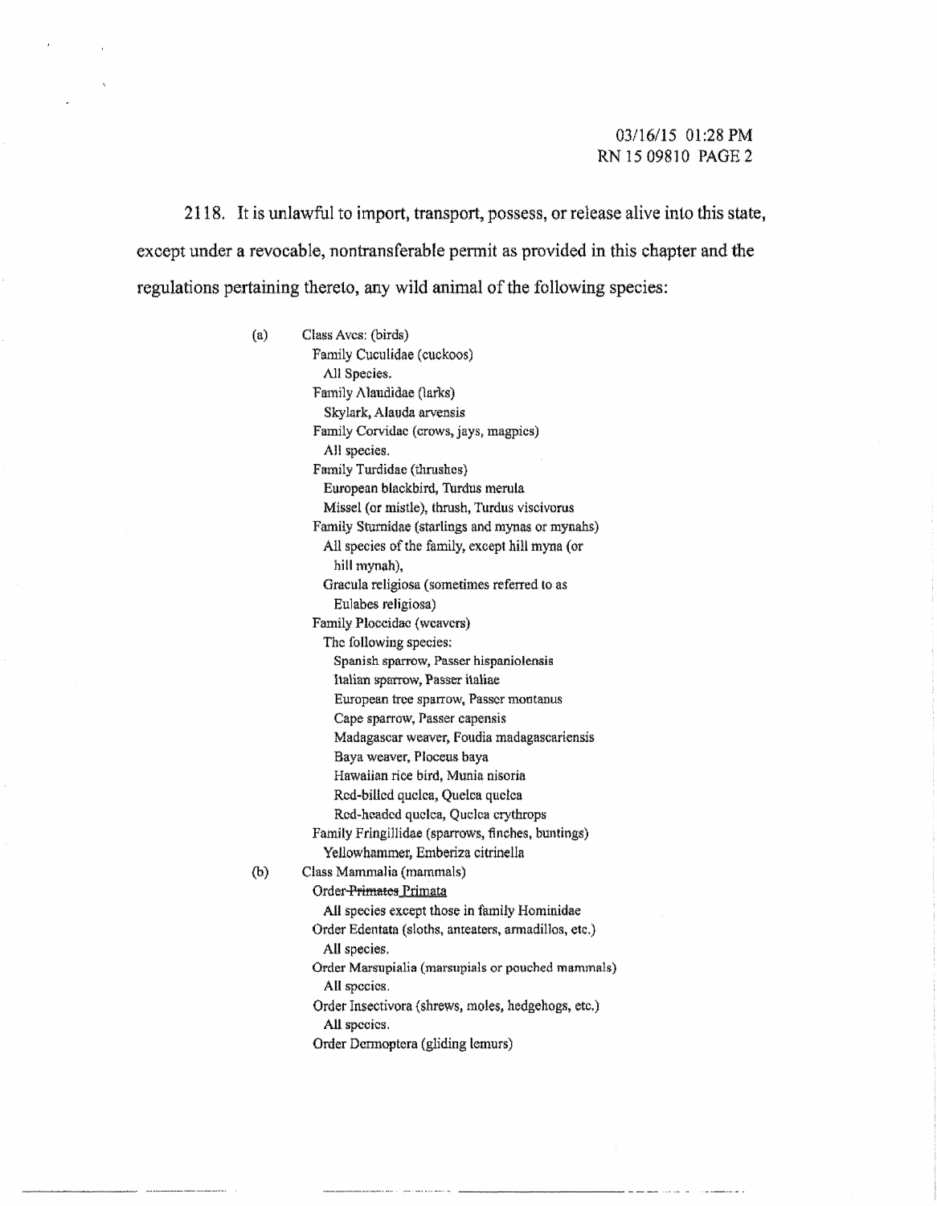2118. It is unlawful to import, transport, possess, or release alive into this state, except under a revocable, nontransferable permit as provided in this chapter and the regulations pertaining thereto, any wild animal of the following species:

(a) Class Aves: (birds)
  Family Cuculidae (cuckoos)
    All Species.
  Family Alaudidae (larks)
    Skylark, Alauda arvensis
  Family Corvidae (crows, jays, magpies)
    All species.
  Family Turdidae (thrushes)
    European blackbird, Turdus merula
    Missel (or mistle), thrush, Turdus viscivorus
  Family Sturnidae (starlings and mynas or mynahs)
    All species of the family, except hill myna (or hill mynah),
    Gracula religiosa (sometimes referred to as Eulabes religiosa)
  Family Ploceidae (weavers)
    The following species:
      Spanish sparrow, Passer hispaniolensis
      Italian sparrow, Passer italiae
      European tree sparrow, Passer montanus
      Cape sparrow, Passer capensis
      Madagascar weaver, Foudia madagascariensis
      Baya weaver, Ploceus baya
      Hawaiian rice bird, Munia nisoria
      Red-billed quelea, Quelea quelea
      Red-headed quelea, Quelea erythrops
  Family Fringillidae (sparrows, finches, buntings)
    Yellowhammer, Emberiza citrinella

(b) Class Mammalia (mammals)
  Order ~~Primates~~ Primata
    All species except those in family Hominidae
  Order Edentata (sloths, anteaters, armadillos, etc.)
    All species.
  Order Marsupialia (marsupials or pouched mammals)
    All species.
  Order Insectivora (shrews, moles, hedgehogs, etc.)
    All species.
  Order Dermoptera (gliding lemurs)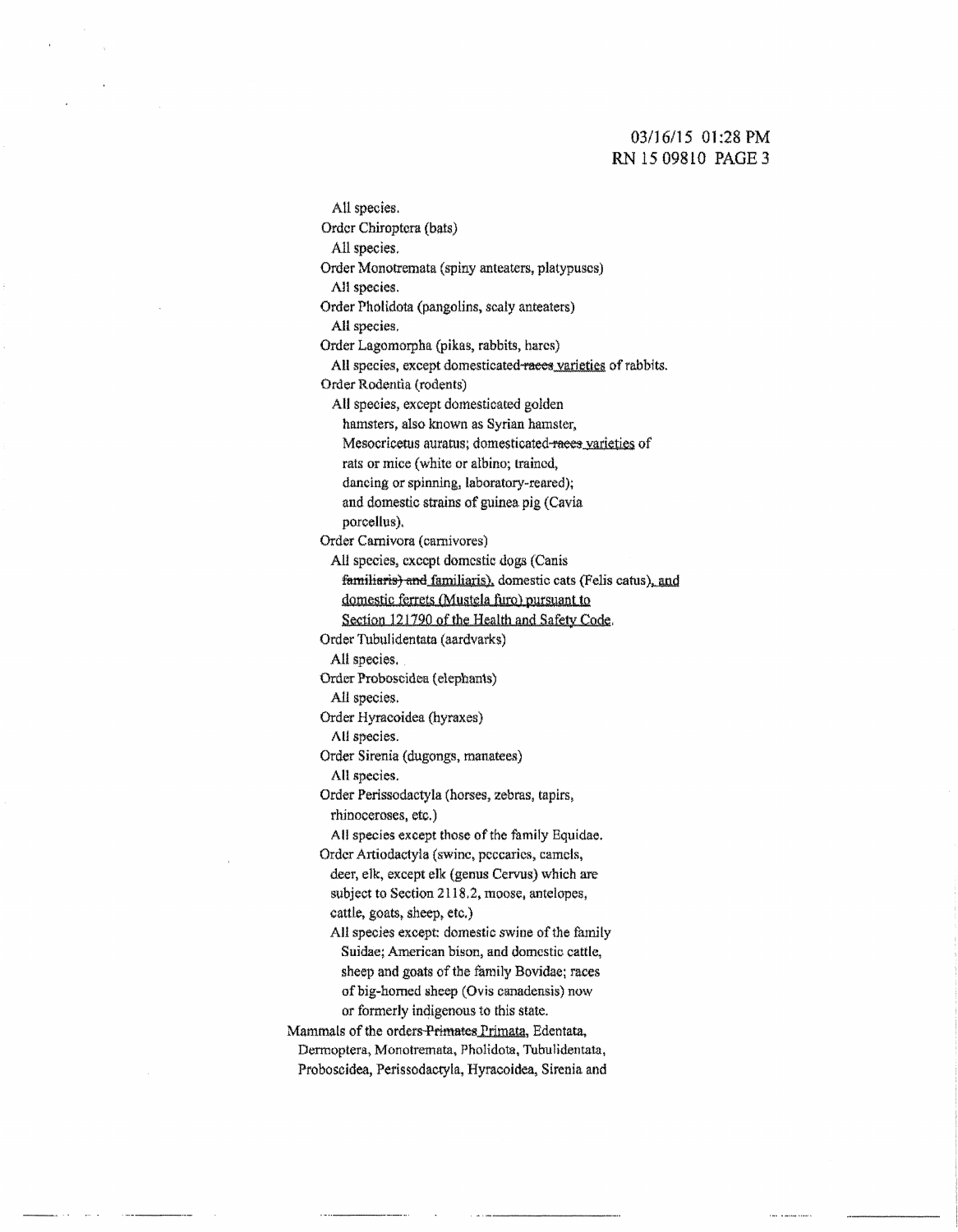All species.

Order Chiroptera (bats)

All species.

Order Monotremata (spiny anteaters, platypuses)

All species.

Order Pholidota (pangolins, scaly anteaters)

All species.

Order Lagomorpha (pikas, rabbits, hares)

All species, except domesticated ~~races~~ varieties of rabbits.

Order Rodentia (rodents)

All species, except domesticated golden hamsters, also known as Syrian hamster, Mesocricetus auratus; domesticated ~~races~~ varieties of rats or mice (white or albino; trained, dancing or spinning, laboratory-reared); and domestic strains of guinea pig (Cavia porcellus).

Order Carnivora (carnivores)

All species, except domestic dogs (Canis ~~familiaris) and~~ familiaris), domestic cats (Felis catus), and domestic ferrets (Mustela furo) pursuant to Section 121790 of the Health and Safety Code.

Order Tubulidentata (aardvarks)

All species.

Order Proboscidea (elephants)

All species.

Order Hyracoidea (hyraxes)

All species.

Order Sirenia (dugongs, manatees)

All species.

Order Perissodactyla (horses, zebras, tapirs, rhinoceroses, etc.)

All species except those of the family Equidae.

Order Artiodactyla (swine, peccaries, camels, deer, elk, except elk (genus Cervus) which are subject to Section 2118.2, moose, antelopes, cattle, goats, sheep, etc.)

All species except: domestic swine of the family Suidae; American bison, and domestic cattle, sheep and goats of the family Bovidae; races of big-horned sheep (Ovis canadensis) now or formerly indigenous to this state.

Mammals of the orders ~~Primates~~ Primata, Edentata, Dermoptera, Monotremata, Pholidota, Tubulidentata, Proboscidea, Perissodactyla, Hyracoidea, Sirenia and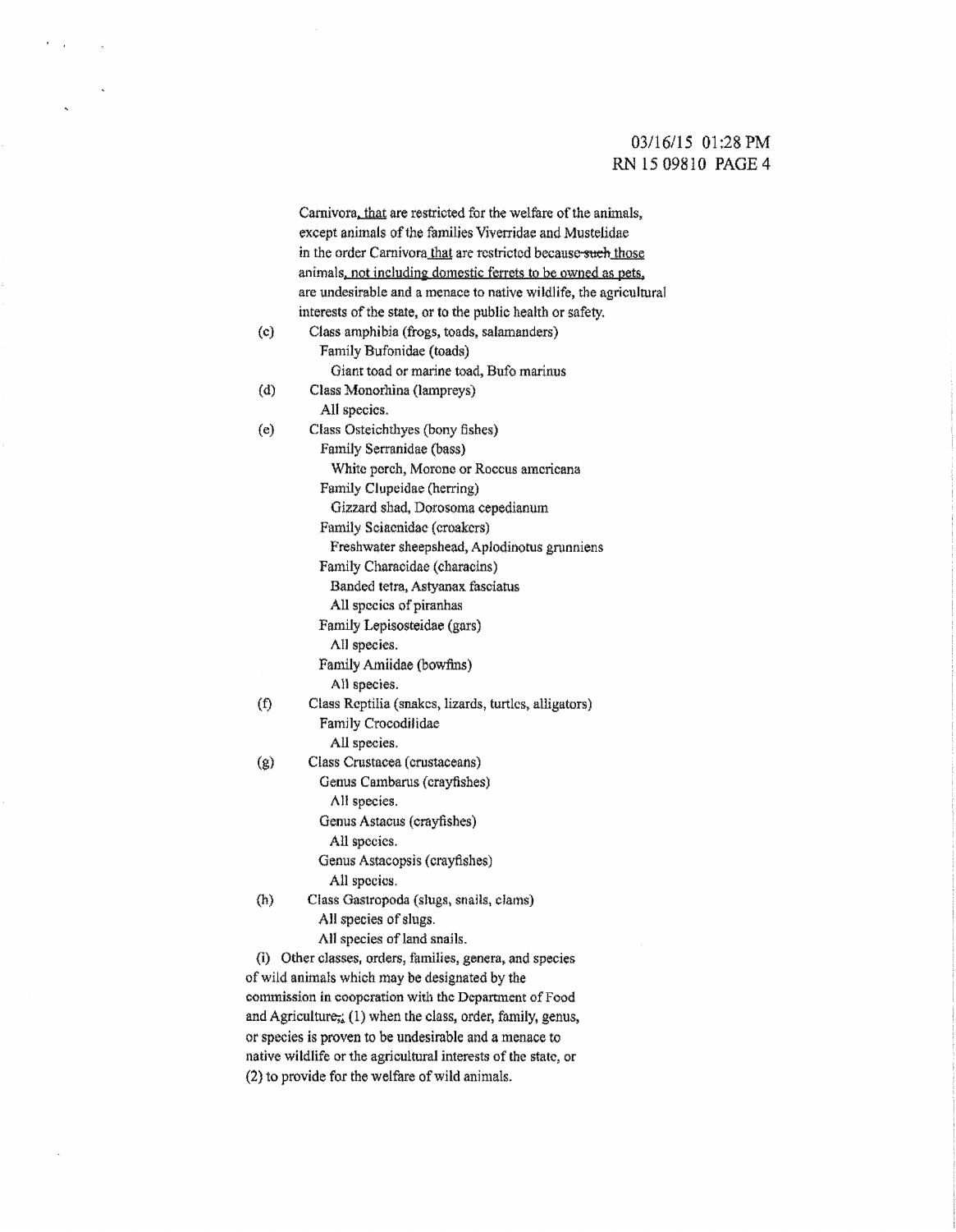Carnivora, that are restricted for the welfare of the animals, except animals of the families Viverridae and Mustelidae in the order Carnivora that are restricted because ~~such~~ those animals, not including domestic ferrets to be owned as pets, are undesirable and a menace to native wildlife, the agricultural interests of the state, or to the public health or safety.

(c) Class amphibia (frogs, toads, salamanders)
   Family Bufonidae (toads)
      Giant toad or marine toad, Bufo marinus

(d) Class Monorhina (lampreys)
   All species.

(e) Class Osteichthyes (bony fishes)
   Family Serranidae (bass)
      White perch, Morone or Roccus americana
   Family Clupeidae (herring)
      Gizzard shad, Dorosoma cepedianum
   Family Sciaenidae (croakers)
      Freshwater sheepshead, Aplodinotus grunniens
   Family Characidae (characins)
      Banded tetra, Astyanax fasciatus
      All species of piranhas
   Family Lepisosteidae (gars)
      All species.
   Family Amiidae (bowfins)
      All species.

(f) Class Reptilia (snakes, lizards, turtles, alligators)
   Family Crocodilidae
      All species.

(g) Class Crustacea (crustaceans)
   Genus Cambarus (crayfishes)
      All species.
   Genus Astacus (crayfishes)
      All species.
   Genus Astacopsis (crayfishes)
      All species.

(h) Class Gastropoda (slugs, snails, clams)
   All species of slugs.
   All species of land snails.

(i) Other classes, orders, families, genera, and species of wild animals which may be designated by the commission in cooperation with the Department of Food and Agriculture~~,~~: (1) when the class, order, family, genus, or species is proven to be undesirable and a menace to native wildlife or the agricultural interests of the state, or (2) to provide for the welfare of wild animals.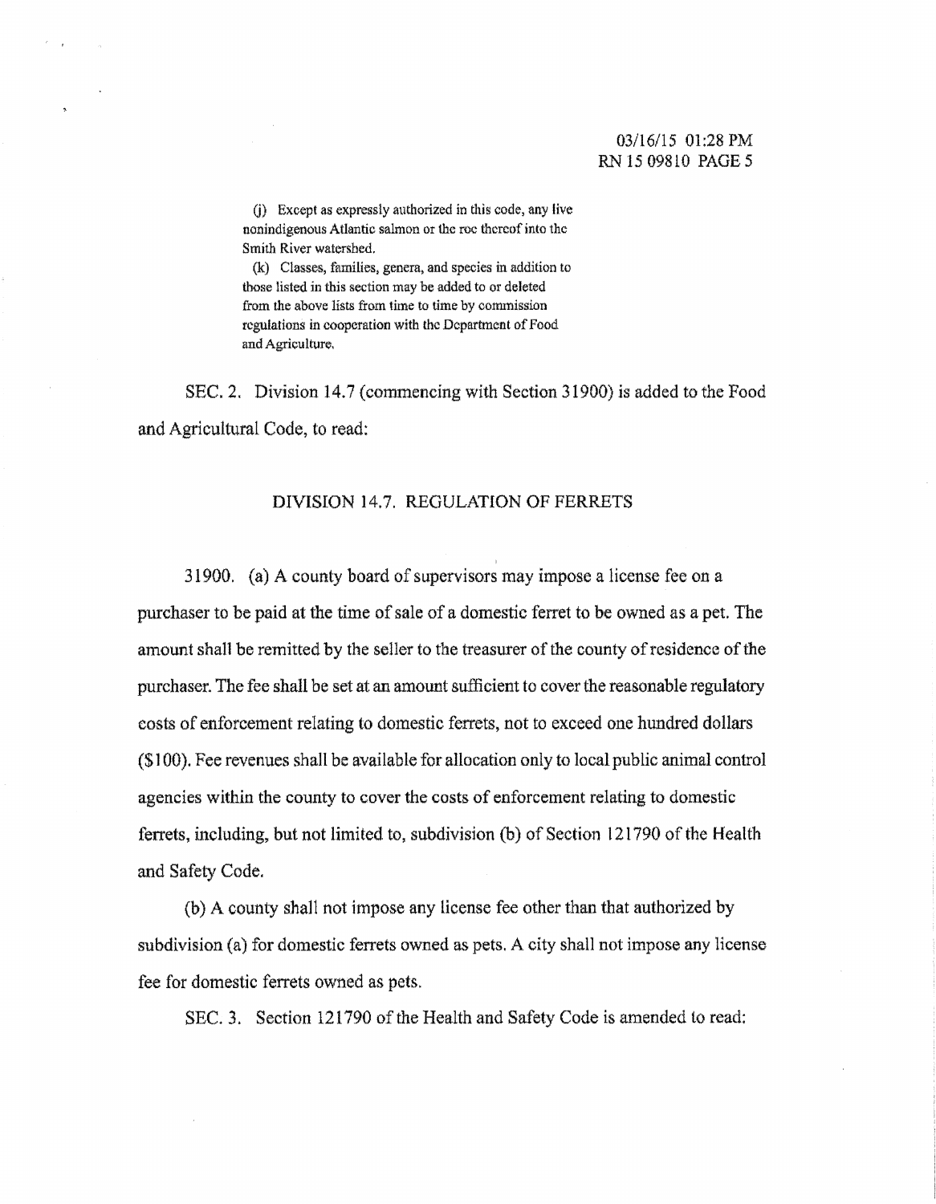(j) Except as expressly authorized in this code, any live nonindigenous Atlantic salmon or the roe thereof into the Smith River watershed.

(k) Classes, families, genera, and species in addition to those listed in this section may be added to or deleted from the above lists from time to time by commission regulations in cooperation with the Department of Food and Agriculture.

SEC. 2. Division 14.7 (commencing with Section 31900) is added to the Food and Agricultural Code, to read:

DIVISION 14.7. REGULATION OF FERRETS

31900. (a) A county board of supervisors may impose a license fee on a purchaser to be paid at the time of sale of a domestic ferret to be owned as a pet. The amount shall be remitted by the seller to the treasurer of the county of residence of the purchaser. The fee shall be set at an amount sufficient to cover the reasonable regulatory costs of enforcement relating to domestic ferrets, not to exceed one hundred dollars ($100). Fee revenues shall be available for allocation only to local public animal control agencies within the county to cover the costs of enforcement relating to domestic ferrets, including, but not limited to, subdivision (b) of Section 121790 of the Health and Safety Code.

(b) A county shall not impose any license fee other than that authorized by subdivision (a) for domestic ferrets owned as pets. A city shall not impose any license fee for domestic ferrets owned as pets.

SEC. 3. Section 121790 of the Health and Safety Code is amended to read: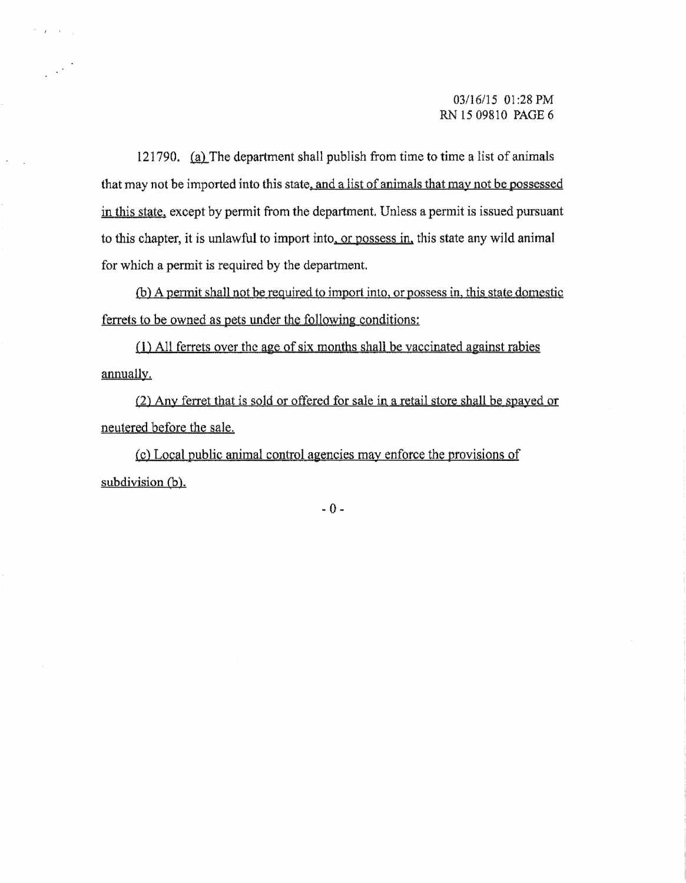121790. (a) The department shall publish from time to time a list of animals that may not be imported into this state, and a list of animals that may not be possessed in this state, except by permit from the department. Unless a permit is issued pursuant to this chapter, it is unlawful to import into, or possess in, this state any wild animal for which a permit is required by the department.

(b) A permit shall not be required to import into, or possess in, this state domestic ferrets to be owned as pets under the following conditions:

(1) All ferrets over the age of six months shall be vaccinated against rabies annually.

(2) Any ferret that is sold or offered for sale in a retail store shall be spayed or neutered before the sale.

(c) Local public animal control agencies may enforce the provisions of subdivision (b).

- 0 -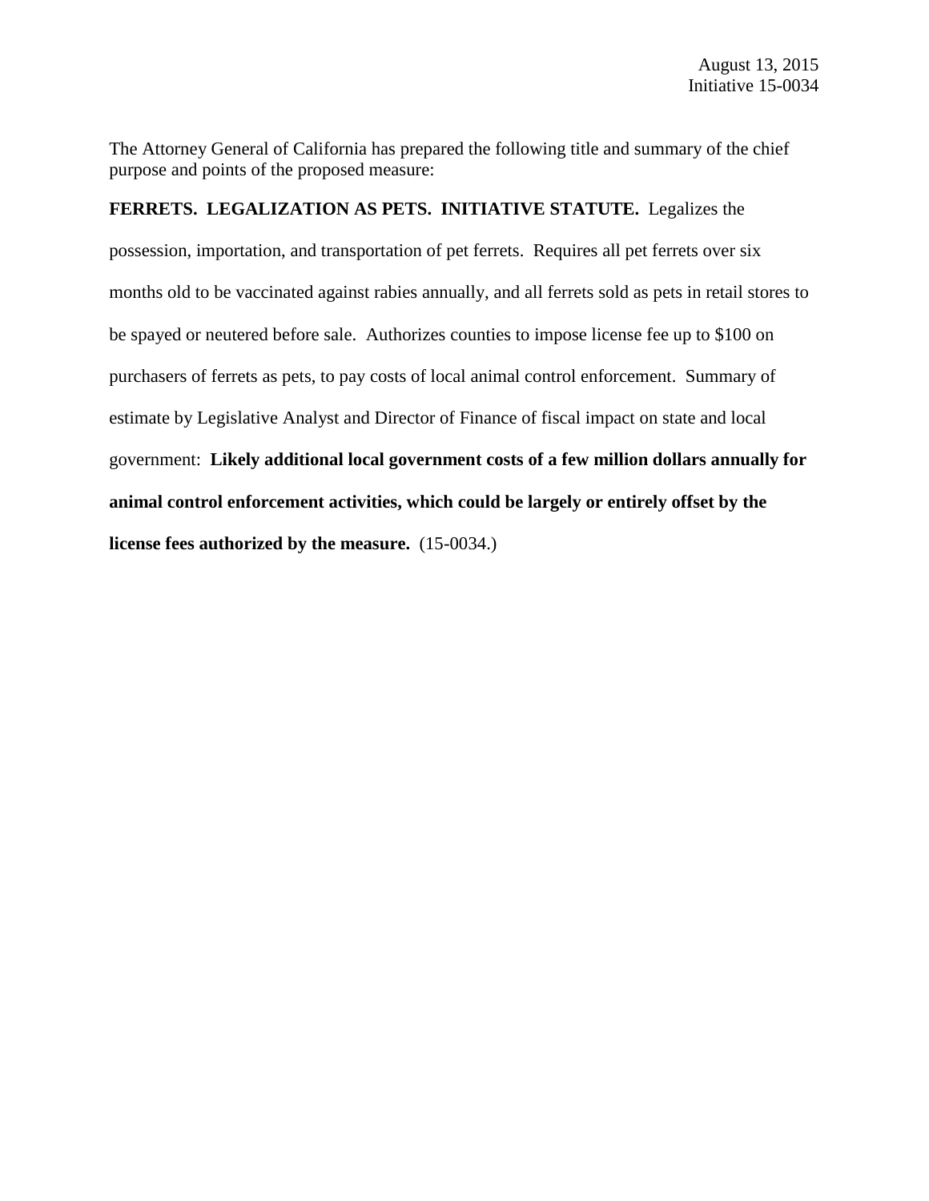August 13, 2015
Initiative 15-0034

The Attorney General of California has prepared the following title and summary of the chief purpose and points of the proposed measure:

**FERRETS. LEGALIZATION AS PETS. INITIATIVE STATUTE.** Legalizes the possession, importation, and transportation of pet ferrets. Requires all pet ferrets over six months old to be vaccinated against rabies annually, and all ferrets sold as pets in retail stores to be spayed or neutered before sale. Authorizes counties to impose license fee up to $100 on purchasers of ferrets as pets, to pay costs of local animal control enforcement. Summary of estimate by Legislative Analyst and Director of Finance of fiscal impact on state and local government: **Likely additional local government costs of a few million dollars annually for animal control enforcement activities, which could be largely or entirely offset by the license fees authorized by the measure.** (15-0034.)